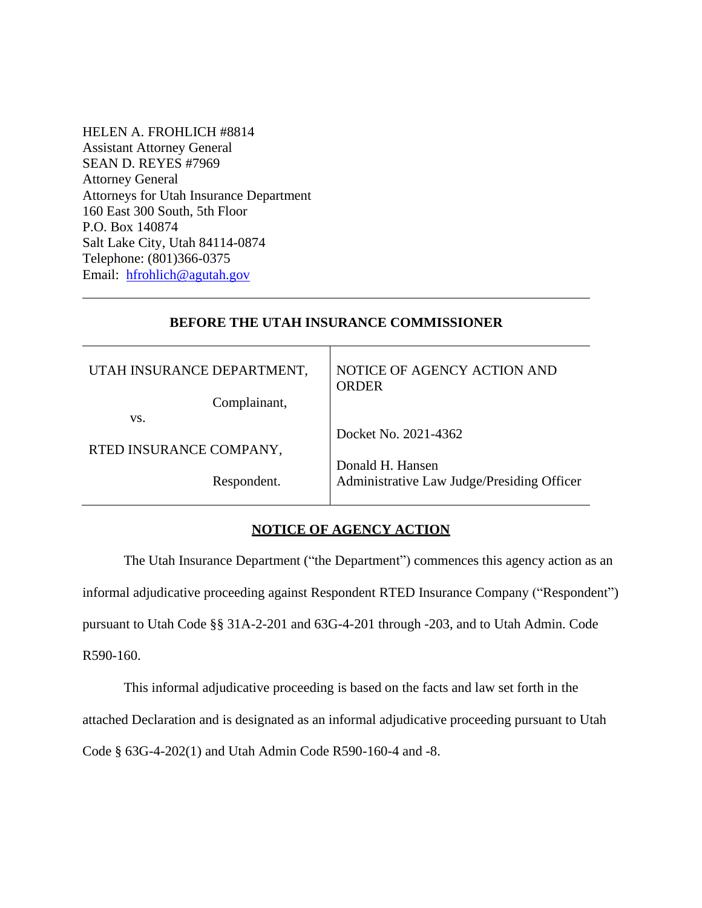HELEN A. FROHLICH #8814
Assistant Attorney General
SEAN D. REYES #7969
Attorney General
Attorneys for Utah Insurance Department
160 East 300 South, 5th Floor
P.O. Box 140874
Salt Lake City, Utah 84114-0874
Telephone: (801)366-0375
Email: hfrohlich@agutah.gov

---

**BEFORE THE UTAH INSURANCE COMMISSIONER**

| | |
|---|---|
| UTAH INSURANCE DEPARTMENT,<br><br>Complainant,<br><br>vs.<br><br>RTED INSURANCE COMPANY,<br><br>Respondent. | NOTICE OF AGENCY ACTION AND ORDER<br><br>Docket No. 2021-4362<br><br>Donald H. Hansen<br>Administrative Law Judge/Presiding Officer |

## NOTICE OF AGENCY ACTION

The Utah Insurance Department ("the Department") commences this agency action as an informal adjudicative proceeding against Respondent RTED Insurance Company ("Respondent") pursuant to Utah Code §§ 31A-2-201 and 63G-4-201 through -203, and to Utah Admin. Code R590-160.

This informal adjudicative proceeding is based on the facts and law set forth in the attached Declaration and is designated as an informal adjudicative proceeding pursuant to Utah Code § 63G-4-202(1) and Utah Admin Code R590-160-4 and -8.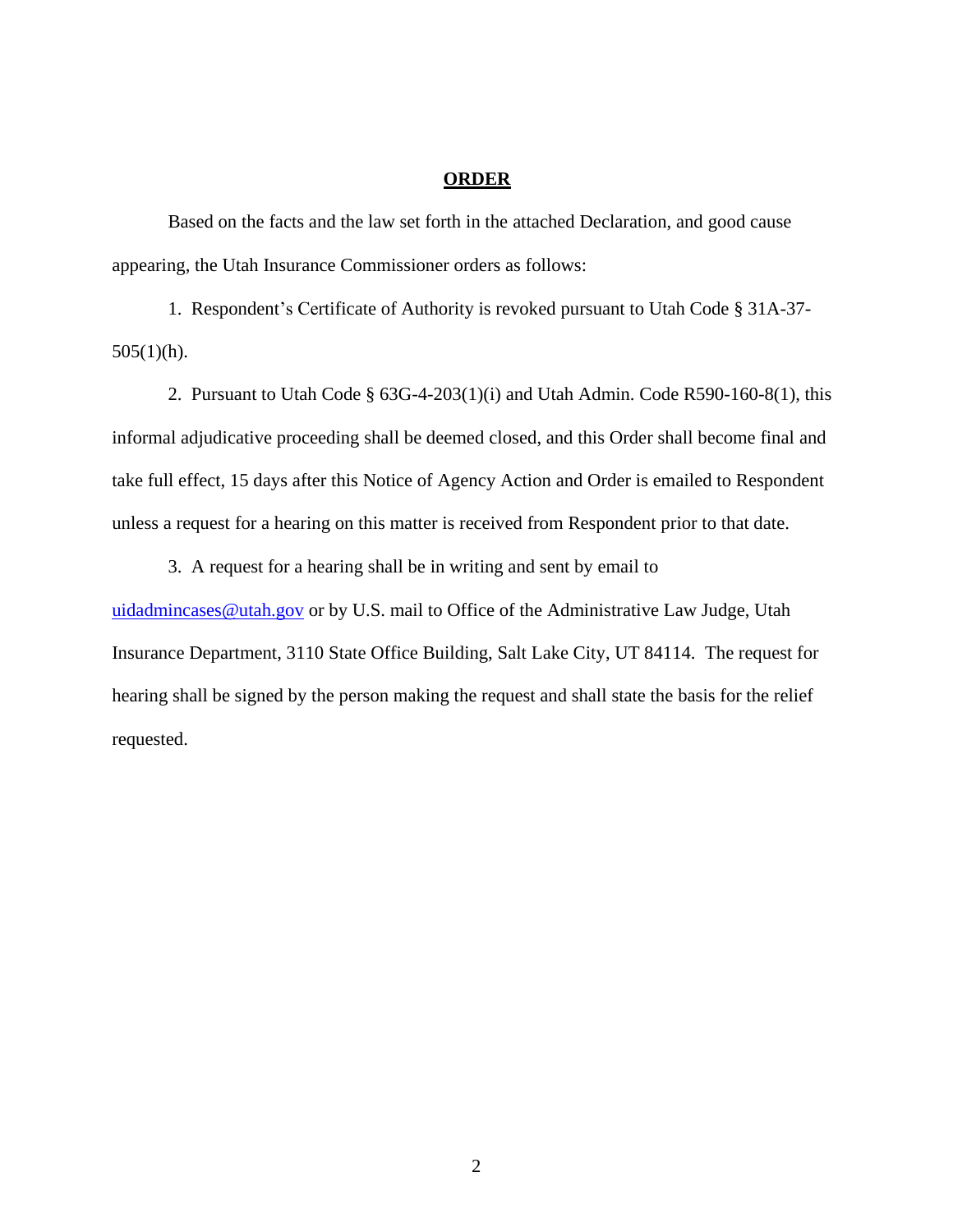## ORDER

Based on the facts and the law set forth in the attached Declaration, and good cause appearing, the Utah Insurance Commissioner orders as follows:

1. Respondent's Certificate of Authority is revoked pursuant to Utah Code § 31A-37-505(1)(h).

2. Pursuant to Utah Code § 63G-4-203(1)(i) and Utah Admin. Code R590-160-8(1), this informal adjudicative proceeding shall be deemed closed, and this Order shall become final and take full effect, 15 days after this Notice of Agency Action and Order is emailed to Respondent unless a request for a hearing on this matter is received from Respondent prior to that date.

3. A request for a hearing shall be in writing and sent by email to uidadmincases@utah.gov or by U.S. mail to Office of the Administrative Law Judge, Utah Insurance Department, 3110 State Office Building, Salt Lake City, UT 84114. The request for hearing shall be signed by the person making the request and shall state the basis for the relief requested.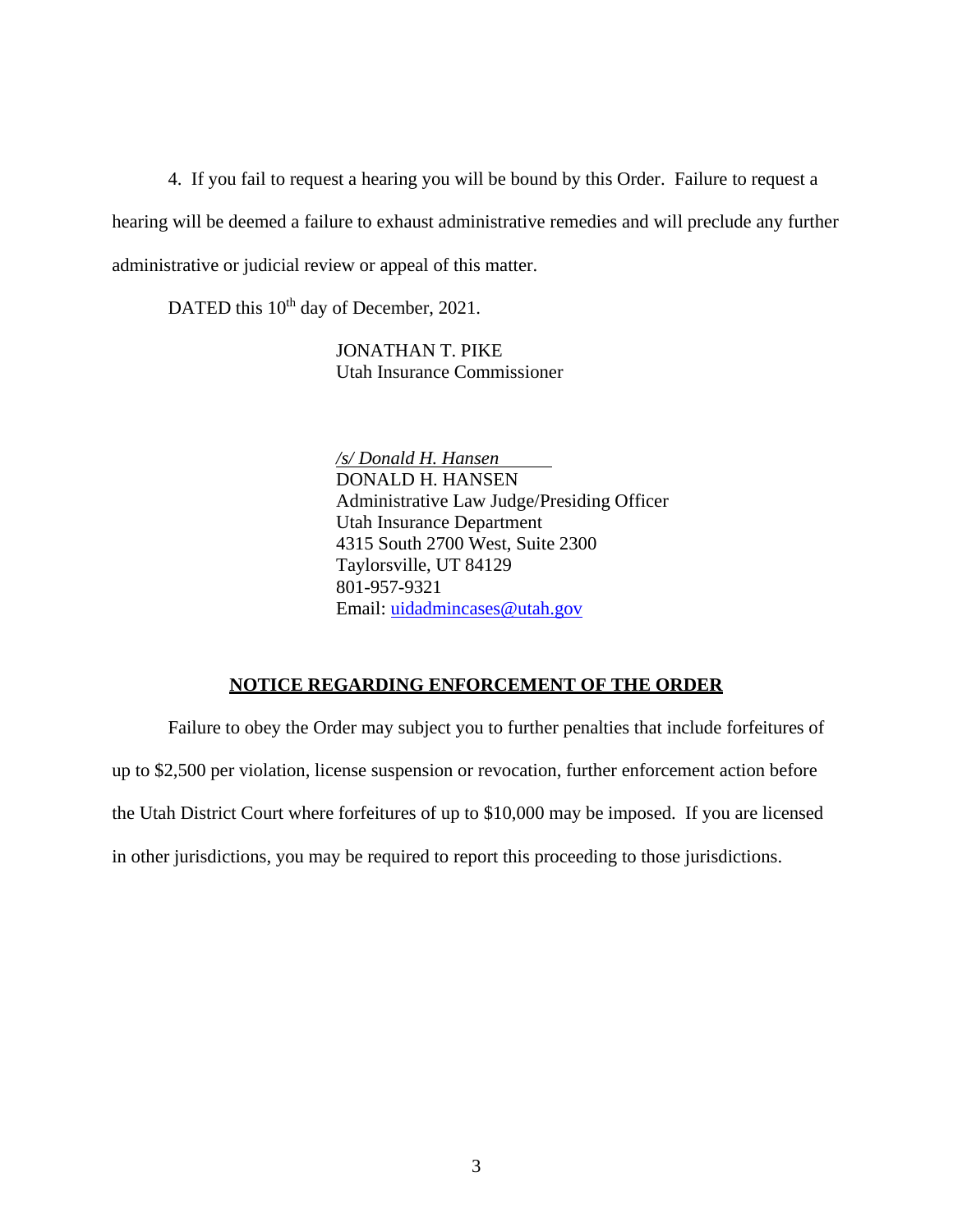4. If you fail to request a hearing you will be bound by this Order. Failure to request a hearing will be deemed a failure to exhaust administrative remedies and will preclude any further administrative or judicial review or appeal of this matter.

DATED this 10th day of December, 2021.

JONATHAN T. PIKE
Utah Insurance Commissioner

*/s/ Donald H. Hansen*
DONALD H. HANSEN
Administrative Law Judge/Presiding Officer
Utah Insurance Department
4315 South 2700 West, Suite 2300
Taylorsville, UT 84129
801-957-9321
Email: uidadmincases@utah.gov

**NOTICE REGARDING ENFORCEMENT OF THE ORDER**

Failure to obey the Order may subject you to further penalties that include forfeitures of up to $2,500 per violation, license suspension or revocation, further enforcement action before the Utah District Court where forfeitures of up to $10,000 may be imposed. If you are licensed in other jurisdictions, you may be required to report this proceeding to those jurisdictions.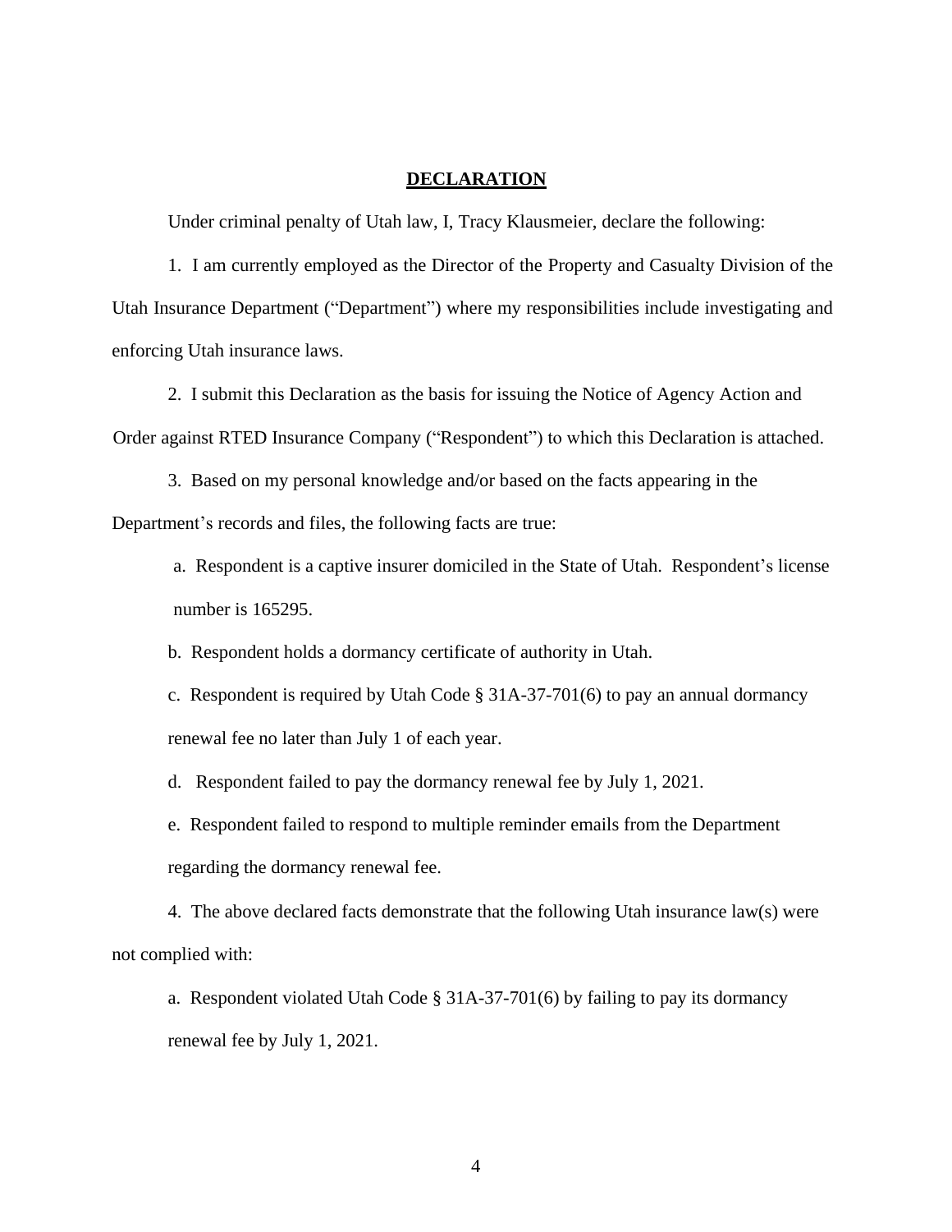# DECLARATION

Under criminal penalty of Utah law, I, Tracy Klausmeier, declare the following:

1. I am currently employed as the Director of the Property and Casualty Division of the Utah Insurance Department ("Department") where my responsibilities include investigating and enforcing Utah insurance laws.

2. I submit this Declaration as the basis for issuing the Notice of Agency Action and Order against RTED Insurance Company ("Respondent") to which this Declaration is attached.

3. Based on my personal knowledge and/or based on the facts appearing in the Department's records and files, the following facts are true:

   a. Respondent is a captive insurer domiciled in the State of Utah. Respondent's license number is 165295.

   b. Respondent holds a dormancy certificate of authority in Utah.

   c. Respondent is required by Utah Code § 31A-37-701(6) to pay an annual dormancy renewal fee no later than July 1 of each year.

   d. Respondent failed to pay the dormancy renewal fee by July 1, 2021.

   e. Respondent failed to respond to multiple reminder emails from the Department regarding the dormancy renewal fee.

4. The above declared facts demonstrate that the following Utah insurance law(s) were not complied with:

   a. Respondent violated Utah Code § 31A-37-701(6) by failing to pay its dormancy renewal fee by July 1, 2021.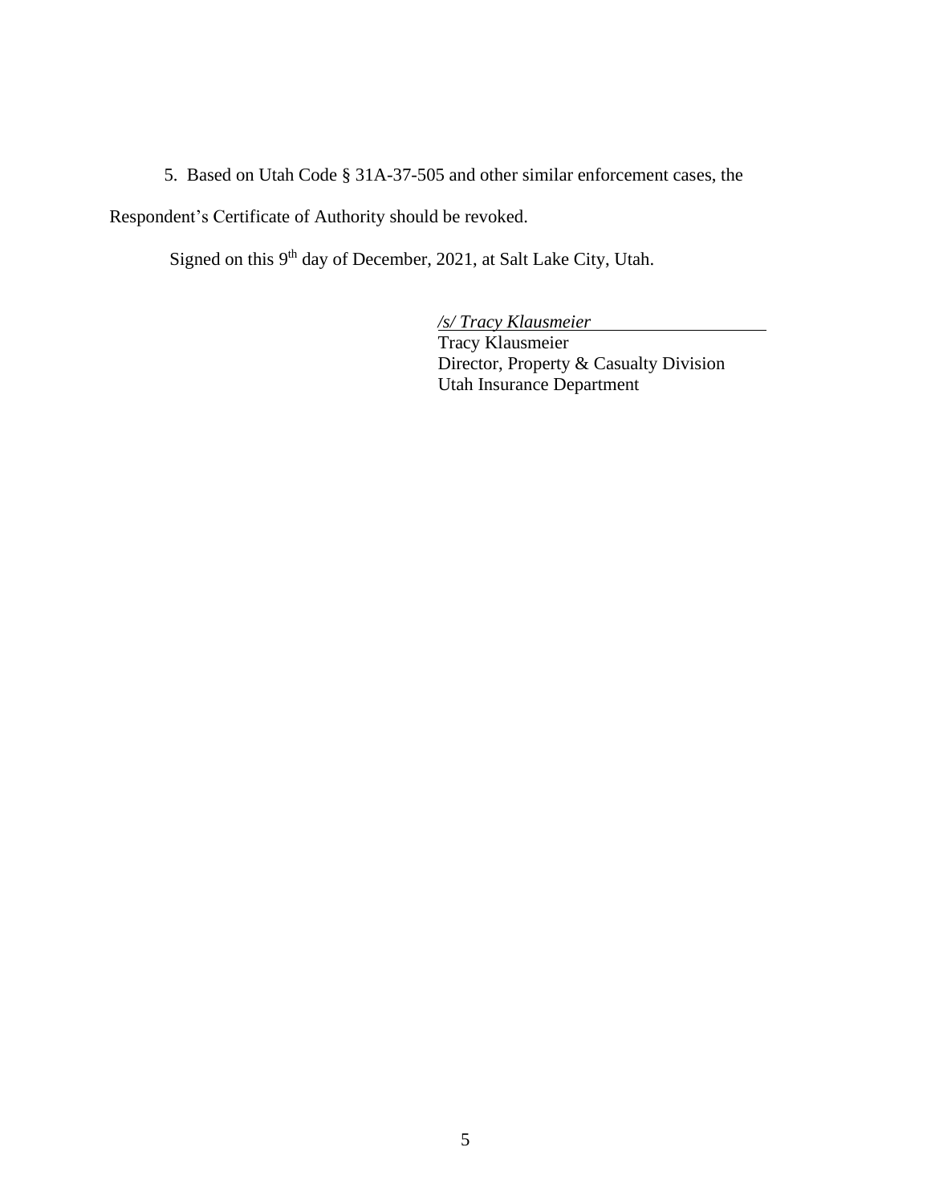5. Based on Utah Code § 31A-37-505 and other similar enforcement cases, the Respondent's Certificate of Authority should be revoked.

Signed on this 9th day of December, 2021, at Salt Lake City, Utah.

*/s/ Tracy Klausmeier*
Tracy Klausmeier
Director, Property & Casualty Division
Utah Insurance Department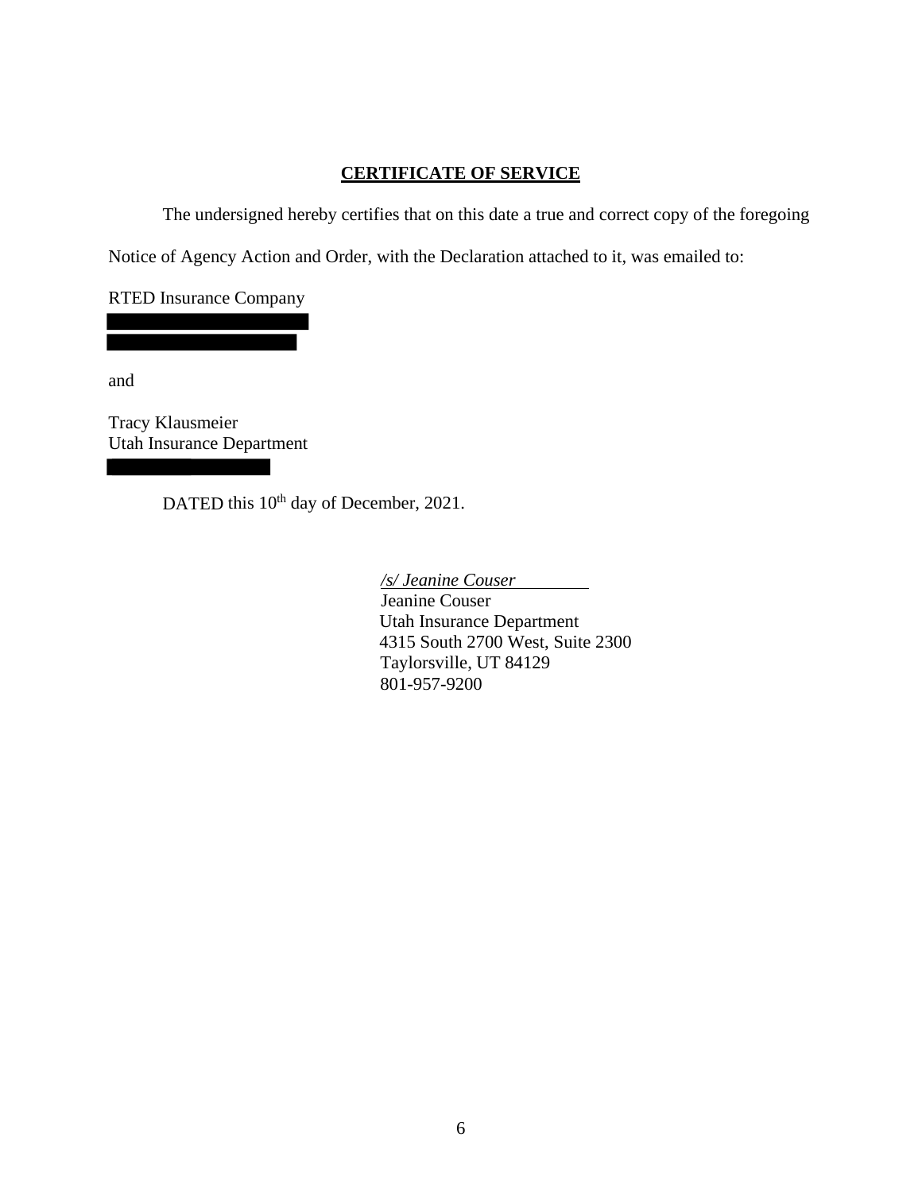**CERTIFICATE OF SERVICE**

The undersigned hereby certifies that on this date a true and correct copy of the foregoing Notice of Agency Action and Order, with the Declaration attached to it, was emailed to:

RTED Insurance Company

and

Tracy Klausmeier
Utah Insurance Department

DATED this 10th day of December, 2021.

*/s/ Jeanine Couser*
Jeanine Couser
Utah Insurance Department
4315 South 2700 West, Suite 2300
Taylorsville, UT 84129
801-957-9200